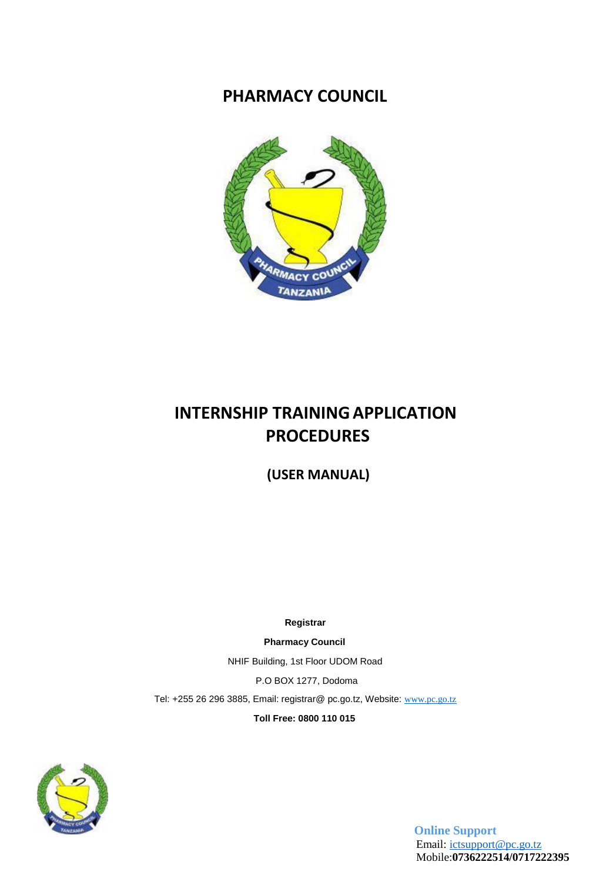# PHARMACY COUNCIL

# INTERNSHIP TRAINING APPLICATION PROCEDURES

## (USER MANUAL)

**Registrar**

**Pharmacy Council**

NHIF Building, 1st Floor UDOM Road

P.O BOX 1277, Dodoma

Tel: +255 26 296 3885, Email: registrar@ pc.go.tz, Website: www.pc.go.tz

**Toll Free: 0800 110 015**

**Online Support**
Email: ictsupport@pc.go.tz
Mobile:**0736222514/0717222395**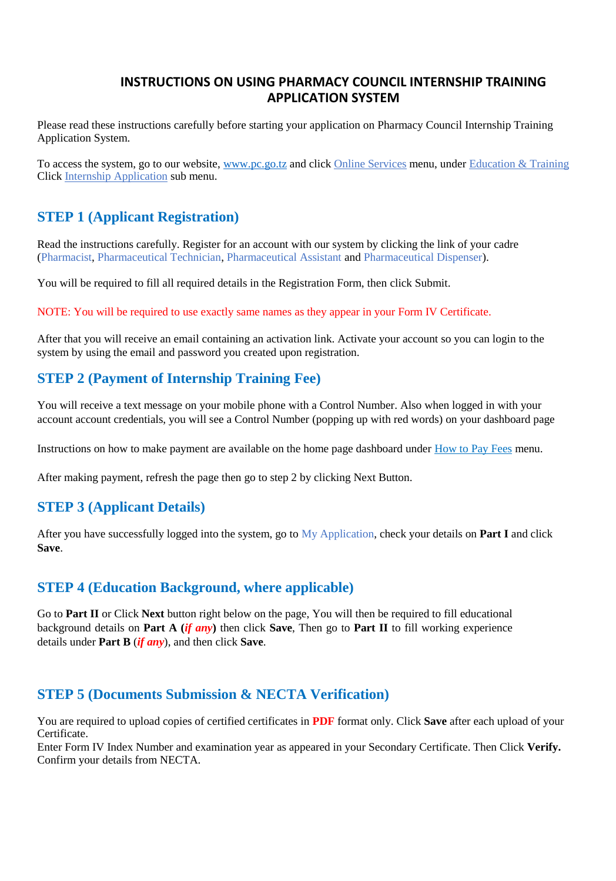# INSTRUCTIONS ON USING PHARMACY COUNCIL INTERNSHIP TRAINING APPLICATION SYSTEM

Please read these instructions carefully before starting your application on Pharmacy Council Internship Training Application System.

To access the system, go to our website, www.pc.go.tz and click Online Services menu, under Education & Training Click Internship Application sub menu.

## STEP 1 (Applicant Registration)

Read the instructions carefully. Register for an account with our system by clicking the link of your cadre (Pharmacist, Pharmaceutical Technician, Pharmaceutical Assistant and Pharmaceutical Dispenser).

You will be required to fill all required details in the Registration Form, then click Submit.

NOTE: You will be required to use exactly same names as they appear in your Form IV Certificate.

After that you will receive an email containing an activation link. Activate your account so you can login to the system by using the email and password you created upon registration.

## STEP 2 (Payment of Internship Training Fee)

You will receive a text message on your mobile phone with a Control Number. Also when logged in with your account account credentials, you will see a Control Number (popping up with red words) on your dashboard page

Instructions on how to make payment are available on the home page dashboard under How to Pay Fees menu.

After making payment, refresh the page then go to step 2 by clicking Next Button.

## STEP 3 (Applicant Details)

After you have successfully logged into the system, go to My Application, check your details on **Part I** and click **Save**.

## STEP 4 (Education Background, where applicable)

Go to **Part II** or Click **Next** button right below on the page, You will then be required to fill educational background details on **Part A (*if any*)** then click **Save**, Then go to **Part II** to fill working experience details under **Part B** (***if any***), and then click **Save**.

## STEP 5 (Documents Submission & NECTA Verification)

You are required to upload copies of certified certificates in **PDF** format only. Click **Save** after each upload of your Certificate.
Enter Form IV Index Number and examination year as appeared in your Secondary Certificate. Then Click **Verify.** Confirm your details from NECTA.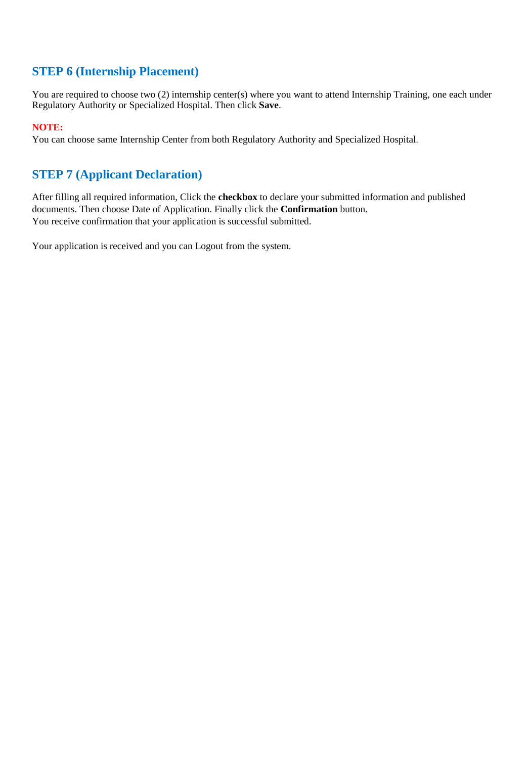### STEP 6 (Internship Placement)

You are required to choose two (2) internship center(s) where you want to attend Internship Training, one each under Regulatory Authority or Specialized Hospital. Then click **Save**.

**NOTE:**
You can choose same Internship Center from both Regulatory Authority and Specialized Hospital.

### STEP 7 (Applicant Declaration)

After filling all required information, Click the **checkbox** to declare your submitted information and published documents. Then choose Date of Application. Finally click the **Confirmation** button.
You receive confirmation that your application is successful submitted.

Your application is received and you can Logout from the system.